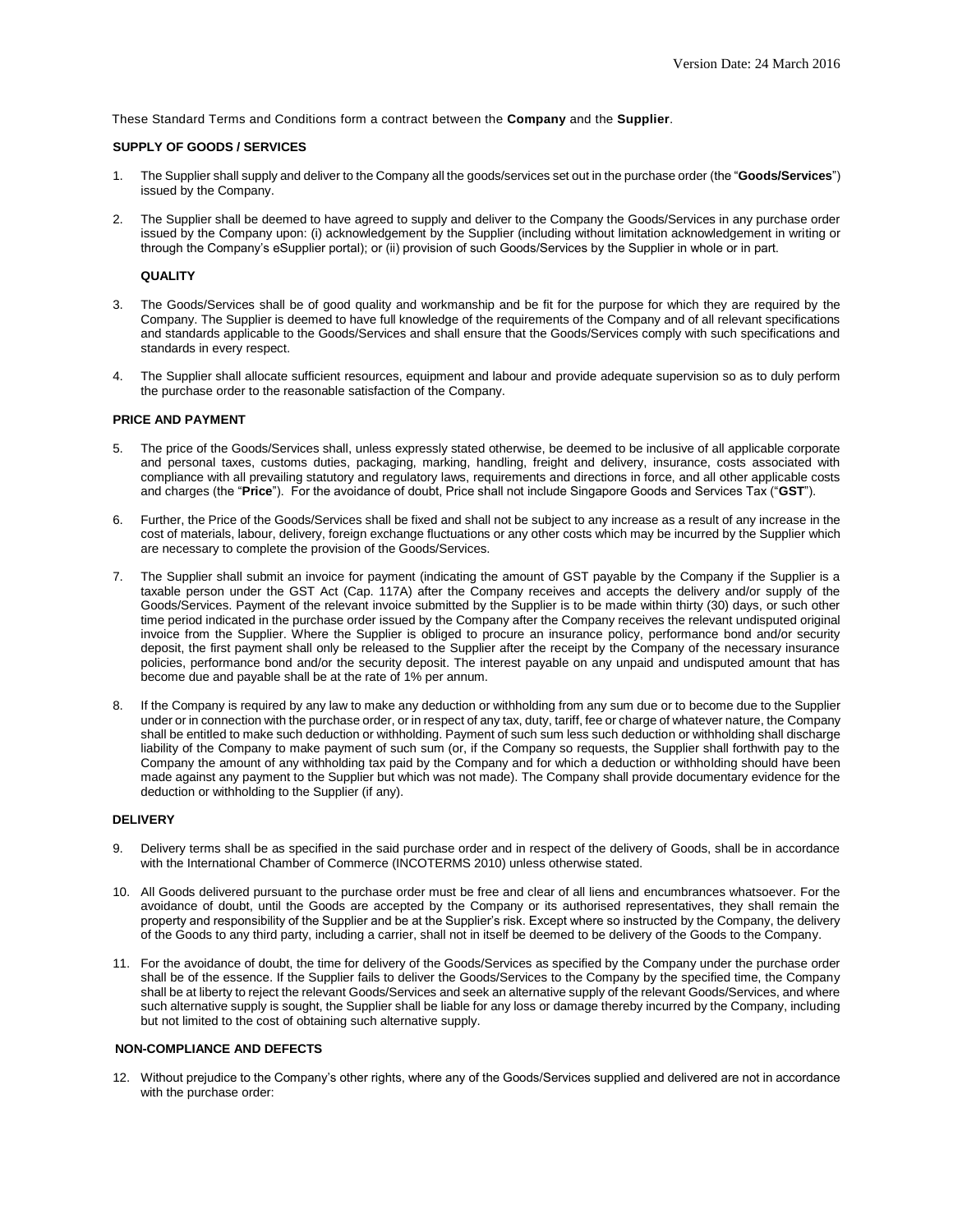Version Date: 24 March 2016

These Standard Terms and Conditions form a contract between the **Company** and the **Supplier**.

**SUPPLY OF GOODS / SERVICES**

1. The Supplier shall supply and deliver to the Company all the goods/services set out in the purchase order (the "**Goods/Services**") issued by the Company.

2. The Supplier shall be deemed to have agreed to supply and deliver to the Company the Goods/Services in any purchase order issued by the Company upon: (i) acknowledgement by the Supplier (including without limitation acknowledgement in writing or through the Company's eSupplier portal); or (ii) provision of such Goods/Services by the Supplier in whole or in part.

**QUALITY**

3. The Goods/Services shall be of good quality and workmanship and be fit for the purpose for which they are required by the Company. The Supplier is deemed to have full knowledge of the requirements of the Company and of all relevant specifications and standards applicable to the Goods/Services and shall ensure that the Goods/Services comply with such specifications and standards in every respect.

4. The Supplier shall allocate sufficient resources, equipment and labour and provide adequate supervision so as to duly perform the purchase order to the reasonable satisfaction of the Company.

**PRICE AND PAYMENT**

5. The price of the Goods/Services shall, unless expressly stated otherwise, be deemed to be inclusive of all applicable corporate and personal taxes, customs duties, packaging, marking, handling, freight and delivery, insurance, costs associated with compliance with all prevailing statutory and regulatory laws, requirements and directions in force, and all other applicable costs and charges (the "**Price**"). For the avoidance of doubt, Price shall not include Singapore Goods and Services Tax ("**GST**").

6. Further, the Price of the Goods/Services shall be fixed and shall not be subject to any increase as a result of any increase in the cost of materials, labour, delivery, foreign exchange fluctuations or any other costs which may be incurred by the Supplier which are necessary to complete the provision of the Goods/Services.

7. The Supplier shall submit an invoice for payment (indicating the amount of GST payable by the Company if the Supplier is a taxable person under the GST Act (Cap. 117A) after the Company receives and accepts the delivery and/or supply of the Goods/Services. Payment of the relevant invoice submitted by the Supplier is to be made within thirty (30) days, or such other time period indicated in the purchase order issued by the Company after the Company receives the relevant undisputed original invoice from the Supplier. Where the Supplier is obliged to procure an insurance policy, performance bond and/or security deposit, the first payment shall only be released to the Supplier after the receipt by the Company of the necessary insurance policies, performance bond and/or the security deposit. The interest payable on any unpaid and undisputed amount that has become due and payable shall be at the rate of 1% per annum.

8. If the Company is required by any law to make any deduction or withholding from any sum due or to become due to the Supplier under or in connection with the purchase order, or in respect of any tax, duty, tariff, fee or charge of whatever nature, the Company shall be entitled to make such deduction or withholding. Payment of such sum less such deduction or withholding shall discharge liability of the Company to make payment of such sum (or, if the Company so requests, the Supplier shall forthwith pay to the Company the amount of any withholding tax paid by the Company and for which a deduction or withholding should have been made against any payment to the Supplier but which was not made). The Company shall provide documentary evidence for the deduction or withholding to the Supplier (if any).

**DELIVERY**

9. Delivery terms shall be as specified in the said purchase order and in respect of the delivery of Goods, shall be in accordance with the International Chamber of Commerce (INCOTERMS 2010) unless otherwise stated.

10. All Goods delivered pursuant to the purchase order must be free and clear of all liens and encumbrances whatsoever. For the avoidance of doubt, until the Goods are accepted by the Company or its authorised representatives, they shall remain the property and responsibility of the Supplier and be at the Supplier's risk. Except where so instructed by the Company, the delivery of the Goods to any third party, including a carrier, shall not in itself be deemed to be delivery of the Goods to the Company.

11. For the avoidance of doubt, the time for delivery of the Goods/Services as specified by the Company under the purchase order shall be of the essence. If the Supplier fails to deliver the Goods/Services to the Company by the specified time, the Company shall be at liberty to reject the relevant Goods/Services and seek an alternative supply of the relevant Goods/Services, and where such alternative supply is sought, the Supplier shall be liable for any loss or damage thereby incurred by the Company, including but not limited to the cost of obtaining such alternative supply.

**NON-COMPLIANCE AND DEFECTS**

12. Without prejudice to the Company's other rights, where any of the Goods/Services supplied and delivered are not in accordance with the purchase order: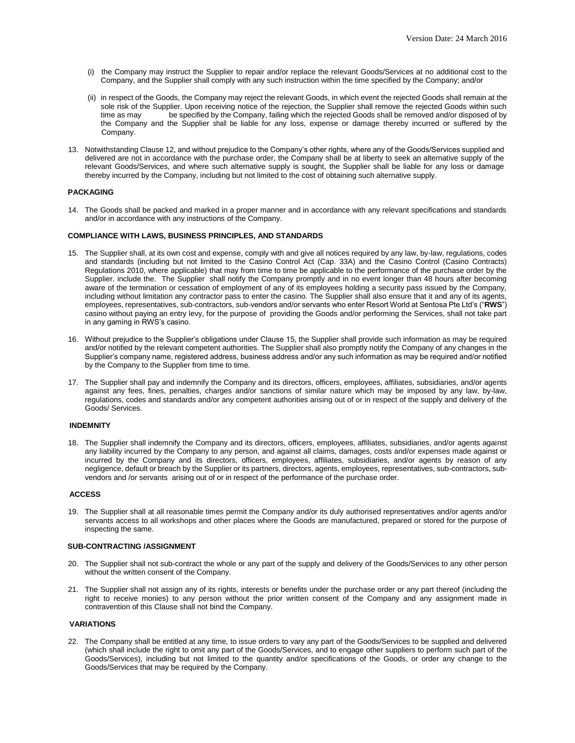(i) the Company may instruct the Supplier to repair and/or replace the relevant Goods/Services at no additional cost to the Company, and the Supplier shall comply with any such instruction within the time specified by the Company; and/or

(ii) in respect of the Goods, the Company may reject the relevant Goods, in which event the rejected Goods shall remain at the sole risk of the Supplier. Upon receiving notice of the rejection, the Supplier shall remove the rejected Goods within such time as may be specified by the Company, failing which the rejected Goods shall be removed and/or disposed of by the Company and the Supplier shall be liable for any loss, expense or damage thereby incurred or suffered by the Company.

13. Notwithstanding Clause 12, and without prejudice to the Company's other rights, where any of the Goods/Services supplied and delivered are not in accordance with the purchase order, the Company shall be at liberty to seek an alternative supply of the relevant Goods/Services, and where such alternative supply is sought, the Supplier shall be liable for any loss or damage thereby incurred by the Company, including but not limited to the cost of obtaining such alternative supply.

**PACKAGING**

14. The Goods shall be packed and marked in a proper manner and in accordance with any relevant specifications and standards and/or in accordance with any instructions of the Company.

**COMPLIANCE WITH LAWS, BUSINESS PRINCIPLES, AND STANDARDS**

15. The Supplier shall, at its own cost and expense, comply with and give all notices required by any law, by-law, regulations, codes and standards (including but not limited to the Casino Control Act (Cap. 33A) and the Casino Control (Casino Contracts) Regulations 2010, where applicable) that may from time to time be applicable to the performance of the purchase order by the Supplier. include the. The Supplier shall notify the Company promptly and in no event longer than 48 hours after becoming aware of the termination or cessation of employment of any of its employees holding a security pass issued by the Company, including without limitation any contractor pass to enter the casino. The Supplier shall also ensure that it and any of its agents, employees, representatives, sub-contractors, sub-vendors and/or servants who enter Resort World at Sentosa Pte Ltd's ("**RWS**") casino without paying an entry levy, for the purpose of providing the Goods and/or performing the Services, shall not take part in any gaming in RWS's casino.

16. Without prejudice to the Supplier's obligations under Clause 15, the Supplier shall provide such information as may be required and/or notified by the relevant competent authorities. The Supplier shall also promptly notify the Company of any changes in the Supplier's company name, registered address, business address and/or any such information as may be required and/or notified by the Company to the Supplier from time to time.

17. The Supplier shall pay and indemnify the Company and its directors, officers, employees, affiliates, subsidiaries, and/or agents against any fees, fines, penalties, charges and/or sanctions of similar nature which may be imposed by any law, by-law, regulations, codes and standards and/or any competent authorities arising out of or in respect of the supply and delivery of the Goods/ Services.

**INDEMNITY**

18. The Supplier shall indemnify the Company and its directors, officers, employees, affiliates, subsidiaries, and/or agents against any liability incurred by the Company to any person, and against all claims, damages, costs and/or expenses made against or incurred by the Company and its directors, officers, employees, affiliates, subsidiaries, and/or agents by reason of any negligence, default or breach by the Supplier or its partners, directors, agents, employees, representatives, sub-contractors, sub-vendors and /or servants arising out of or in respect of the performance of the purchase order.

**ACCESS**

19. The Supplier shall at all reasonable times permit the Company and/or its duly authorised representatives and/or agents and/or servants access to all workshops and other places where the Goods are manufactured, prepared or stored for the purpose of inspecting the same.

**SUB-CONTRACTING /ASSIGNMENT**

20. The Supplier shall not sub-contract the whole or any part of the supply and delivery of the Goods/Services to any other person without the written consent of the Company.

21. The Supplier shall not assign any of its rights, interests or benefits under the purchase order or any part thereof (including the right to receive monies) to any person without the prior written consent of the Company and any assignment made in contravention of this Clause shall not bind the Company.

**VARIATIONS**

22. The Company shall be entitled at any time, to issue orders to vary any part of the Goods/Services to be supplied and delivered (which shall include the right to omit any part of the Goods/Services, and to engage other suppliers to perform such part of the Goods/Services), including but not limited to the quantity and/or specifications of the Goods, or order any change to the Goods/Services that may be required by the Company.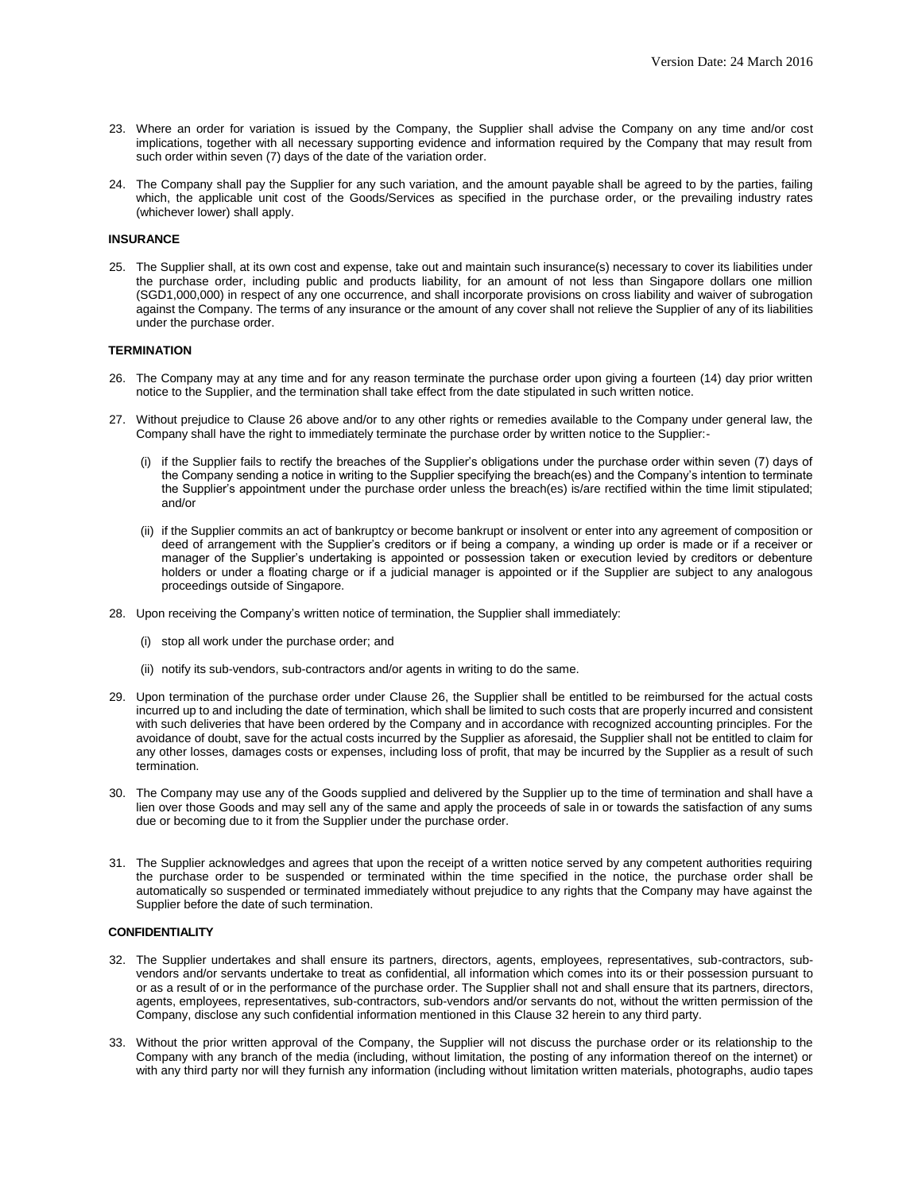23. Where an order for variation is issued by the Company, the Supplier shall advise the Company on any time and/or cost implications, together with all necessary supporting evidence and information required by the Company that may result from such order within seven (7) days of the date of the variation order.

24. The Company shall pay the Supplier for any such variation, and the amount payable shall be agreed to by the parties, failing which, the applicable unit cost of the Goods/Services as specified in the purchase order, or the prevailing industry rates (whichever lower) shall apply.

**INSURANCE**

25. The Supplier shall, at its own cost and expense, take out and maintain such insurance(s) necessary to cover its liabilities under the purchase order, including public and products liability, for an amount of not less than Singapore dollars one million (SGD1,000,000) in respect of any one occurrence, and shall incorporate provisions on cross liability and waiver of subrogation against the Company. The terms of any insurance or the amount of any cover shall not relieve the Supplier of any of its liabilities under the purchase order.

**TERMINATION**

26. The Company may at any time and for any reason terminate the purchase order upon giving a fourteen (14) day prior written notice to the Supplier, and the termination shall take effect from the date stipulated in such written notice.

27. Without prejudice to Clause 26 above and/or to any other rights or remedies available to the Company under general law, the Company shall have the right to immediately terminate the purchase order by written notice to the Supplier:-

    (i) if the Supplier fails to rectify the breaches of the Supplier's obligations under the purchase order within seven (7) days of the Company sending a notice in writing to the Supplier specifying the breach(es) and the Company's intention to terminate the Supplier's appointment under the purchase order unless the breach(es) is/are rectified within the time limit stipulated; and/or

    (ii) if the Supplier commits an act of bankruptcy or become bankrupt or insolvent or enter into any agreement of composition or deed of arrangement with the Supplier's creditors or if being a company, a winding up order is made or if a receiver or manager of the Supplier's undertaking is appointed or possession taken or execution levied by creditors or debenture holders or under a floating charge or if a judicial manager is appointed or if the Supplier are subject to any analogous proceedings outside of Singapore.

28. Upon receiving the Company's written notice of termination, the Supplier shall immediately:

    (i) stop all work under the purchase order; and

    (ii) notify its sub-vendors, sub-contractors and/or agents in writing to do the same.

29. Upon termination of the purchase order under Clause 26, the Supplier shall be entitled to be reimbursed for the actual costs incurred up to and including the date of termination, which shall be limited to such costs that are properly incurred and consistent with such deliveries that have been ordered by the Company and in accordance with recognized accounting principles. For the avoidance of doubt, save for the actual costs incurred by the Supplier as aforesaid, the Supplier shall not be entitled to claim for any other losses, damages costs or expenses, including loss of profit, that may be incurred by the Supplier as a result of such termination.

30. The Company may use any of the Goods supplied and delivered by the Supplier up to the time of termination and shall have a lien over those Goods and may sell any of the same and apply the proceeds of sale in or towards the satisfaction of any sums due or becoming due to it from the Supplier under the purchase order.

31. The Supplier acknowledges and agrees that upon the receipt of a written notice served by any competent authorities requiring the purchase order to be suspended or terminated within the time specified in the notice, the purchase order shall be automatically so suspended or terminated immediately without prejudice to any rights that the Company may have against the Supplier before the date of such termination.

**CONFIDENTIALITY**

32. The Supplier undertakes and shall ensure its partners, directors, agents, employees, representatives, sub-contractors, sub-vendors and/or servants undertake to treat as confidential, all information which comes into its or their possession pursuant to or as a result of or in the performance of the purchase order. The Supplier shall not and shall ensure that its partners, directors, agents, employees, representatives, sub-contractors, sub-vendors and/or servants do not, without the written permission of the Company, disclose any such confidential information mentioned in this Clause 32 herein to any third party.

33. Without the prior written approval of the Company, the Supplier will not discuss the purchase order or its relationship to the Company with any branch of the media (including, without limitation, the posting of any information thereof on the internet) or with any third party nor will they furnish any information (including without limitation written materials, photographs, audio tapes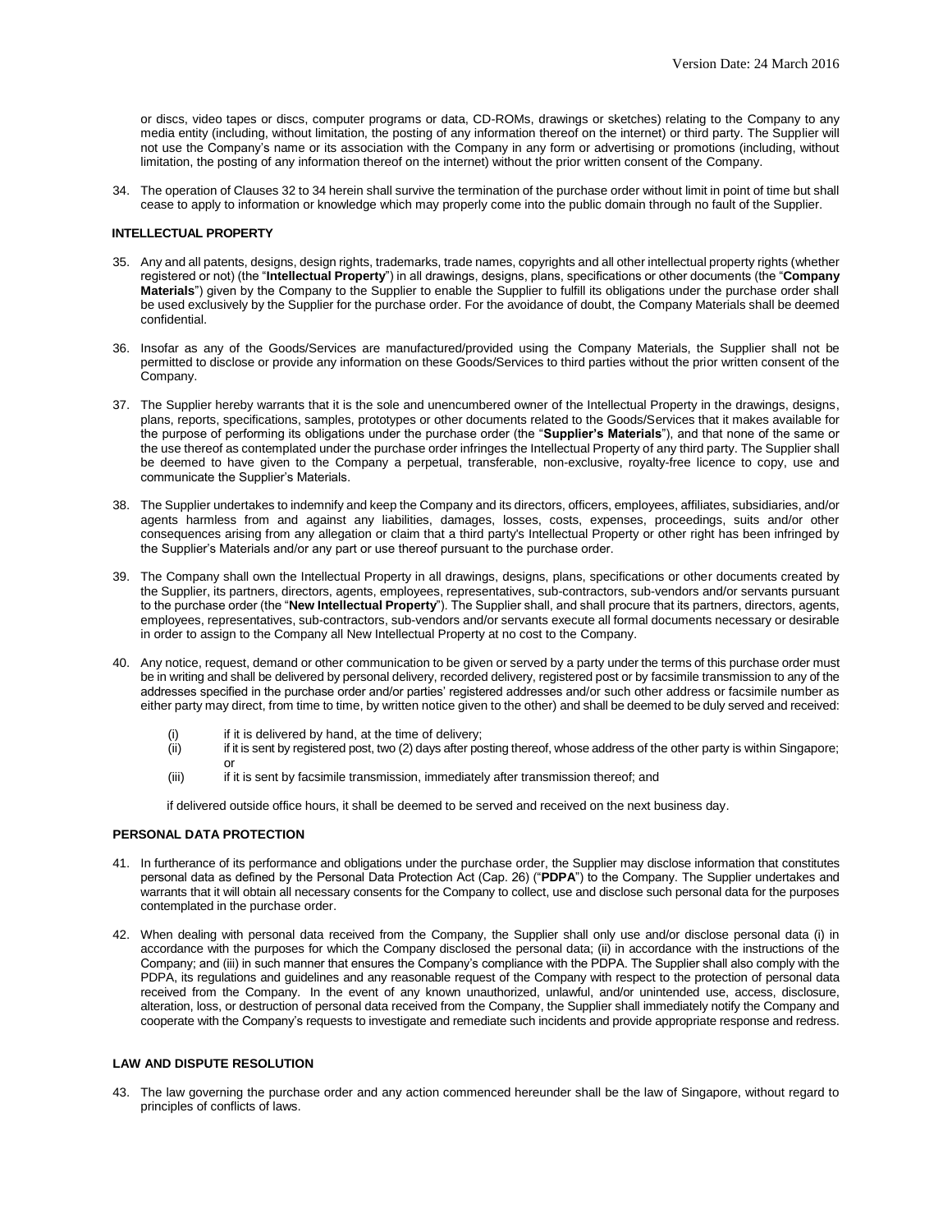or discs, video tapes or discs, computer programs or data, CD-ROMs, drawings or sketches) relating to the Company to any media entity (including, without limitation, the posting of any information thereof on the internet) or third party. The Supplier will not use the Company's name or its association with the Company in any form or advertising or promotions (including, without limitation, the posting of any information thereof on the internet) without the prior written consent of the Company.

34. The operation of Clauses 32 to 34 herein shall survive the termination of the purchase order without limit in point of time but shall cease to apply to information or knowledge which may properly come into the public domain through no fault of the Supplier.

**INTELLECTUAL PROPERTY**

35. Any and all patents, designs, design rights, trademarks, trade names, copyrights and all other intellectual property rights (whether registered or not) (the "**Intellectual Property**") in all drawings, designs, plans, specifications or other documents (the "**Company Materials**") given by the Company to the Supplier to enable the Supplier to fulfill its obligations under the purchase order shall be used exclusively by the Supplier for the purchase order. For the avoidance of doubt, the Company Materials shall be deemed confidential.

36. Insofar as any of the Goods/Services are manufactured/provided using the Company Materials, the Supplier shall not be permitted to disclose or provide any information on these Goods/Services to third parties without the prior written consent of the Company.

37. The Supplier hereby warrants that it is the sole and unencumbered owner of the Intellectual Property in the drawings, designs, plans, reports, specifications, samples, prototypes or other documents related to the Goods/Services that it makes available for the purpose of performing its obligations under the purchase order (the "**Supplier's Materials**"), and that none of the same or the use thereof as contemplated under the purchase order infringes the Intellectual Property of any third party. The Supplier shall be deemed to have given to the Company a perpetual, transferable, non-exclusive, royalty-free licence to copy, use and communicate the Supplier's Materials.

38. The Supplier undertakes to indemnify and keep the Company and its directors, officers, employees, affiliates, subsidiaries, and/or agents harmless from and against any liabilities, damages, losses, costs, expenses, proceedings, suits and/or other consequences arising from any allegation or claim that a third party's Intellectual Property or other right has been infringed by the Supplier's Materials and/or any part or use thereof pursuant to the purchase order.

39. The Company shall own the Intellectual Property in all drawings, designs, plans, specifications or other documents created by the Supplier, its partners, directors, agents, employees, representatives, sub-contractors, sub-vendors and/or servants pursuant to the purchase order (the "**New Intellectual Property**"). The Supplier shall, and shall procure that its partners, directors, agents, employees, representatives, sub-contractors, sub-vendors and/or servants execute all formal documents necessary or desirable in order to assign to the Company all New Intellectual Property at no cost to the Company.

40. Any notice, request, demand or other communication to be given or served by a party under the terms of this purchase order must be in writing and shall be delivered by personal delivery, recorded delivery, registered post or by facsimile transmission to any of the addresses specified in the purchase order and/or parties' registered addresses and/or such other address or facsimile number as either party may direct, from time to time, by written notice given to the other) and shall be deemed to be duly served and received:

    (i) if it is delivered by hand, at the time of delivery;
    (ii) if it is sent by registered post, two (2) days after posting thereof, whose address of the other party is within Singapore; or
    (iii) if it is sent by facsimile transmission, immediately after transmission thereof; and

    if delivered outside office hours, it shall be deemed to be served and received on the next business day.

**PERSONAL DATA PROTECTION**

41. In furtherance of its performance and obligations under the purchase order, the Supplier may disclose information that constitutes personal data as defined by the Personal Data Protection Act (Cap. 26) ("**PDPA**") to the Company. The Supplier undertakes and warrants that it will obtain all necessary consents for the Company to collect, use and disclose such personal data for the purposes contemplated in the purchase order.

42. When dealing with personal data received from the Company, the Supplier shall only use and/or disclose personal data (i) in accordance with the purposes for which the Company disclosed the personal data; (ii) in accordance with the instructions of the Company; and (iii) in such manner that ensures the Company's compliance with the PDPA. The Supplier shall also comply with the PDPA, its regulations and guidelines and any reasonable request of the Company with respect to the protection of personal data received from the Company. In the event of any known unauthorized, unlawful, and/or unintended use, access, disclosure, alteration, loss, or destruction of personal data received from the Company, the Supplier shall immediately notify the Company and cooperate with the Company's requests to investigate and remediate such incidents and provide appropriate response and redress.

**LAW AND DISPUTE RESOLUTION**

43. The law governing the purchase order and any action commenced hereunder shall be the law of Singapore, without regard to principles of conflicts of laws.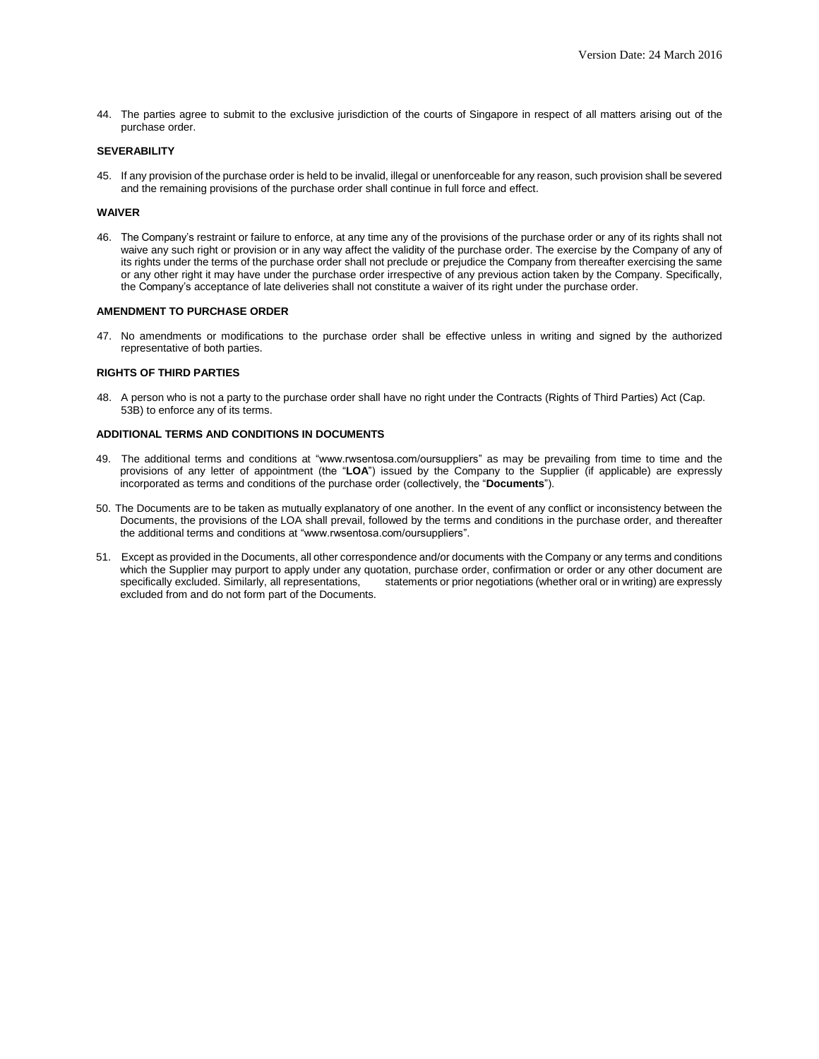44. The parties agree to submit to the exclusive jurisdiction of the courts of Singapore in respect of all matters arising out of the purchase order.

**SEVERABILITY**

45. If any provision of the purchase order is held to be invalid, illegal or unenforceable for any reason, such provision shall be severed and the remaining provisions of the purchase order shall continue in full force and effect.

**WAIVER**

46. The Company's restraint or failure to enforce, at any time any of the provisions of the purchase order or any of its rights shall not waive any such right or provision or in any way affect the validity of the purchase order. The exercise by the Company of any of its rights under the terms of the purchase order shall not preclude or prejudice the Company from thereafter exercising the same or any other right it may have under the purchase order irrespective of any previous action taken by the Company. Specifically, the Company's acceptance of late deliveries shall not constitute a waiver of its right under the purchase order.

**AMENDMENT TO PURCHASE ORDER**

47. No amendments or modifications to the purchase order shall be effective unless in writing and signed by the authorized representative of both parties.

**RIGHTS OF THIRD PARTIES**

48. A person who is not a party to the purchase order shall have no right under the Contracts (Rights of Third Parties) Act (Cap. 53B) to enforce any of its terms.

**ADDITIONAL TERMS AND CONDITIONS IN DOCUMENTS**

49. The additional terms and conditions at "www.rwsentosa.com/oursuppliers" as may be prevailing from time to time and the provisions of any letter of appointment (the "**LOA**") issued by the Company to the Supplier (if applicable) are expressly incorporated as terms and conditions of the purchase order (collectively, the "**Documents**").

50. The Documents are to be taken as mutually explanatory of one another. In the event of any conflict or inconsistency between the Documents, the provisions of the LOA shall prevail, followed by the terms and conditions in the purchase order, and thereafter the additional terms and conditions at "www.rwsentosa.com/oursuppliers".

51. Except as provided in the Documents, all other correspondence and/or documents with the Company or any terms and conditions which the Supplier may purport to apply under any quotation, purchase order, confirmation or order or any other document are specifically excluded. Similarly, all representations, statements or prior negotiations (whether oral or in writing) are expressly excluded from and do not form part of the Documents.